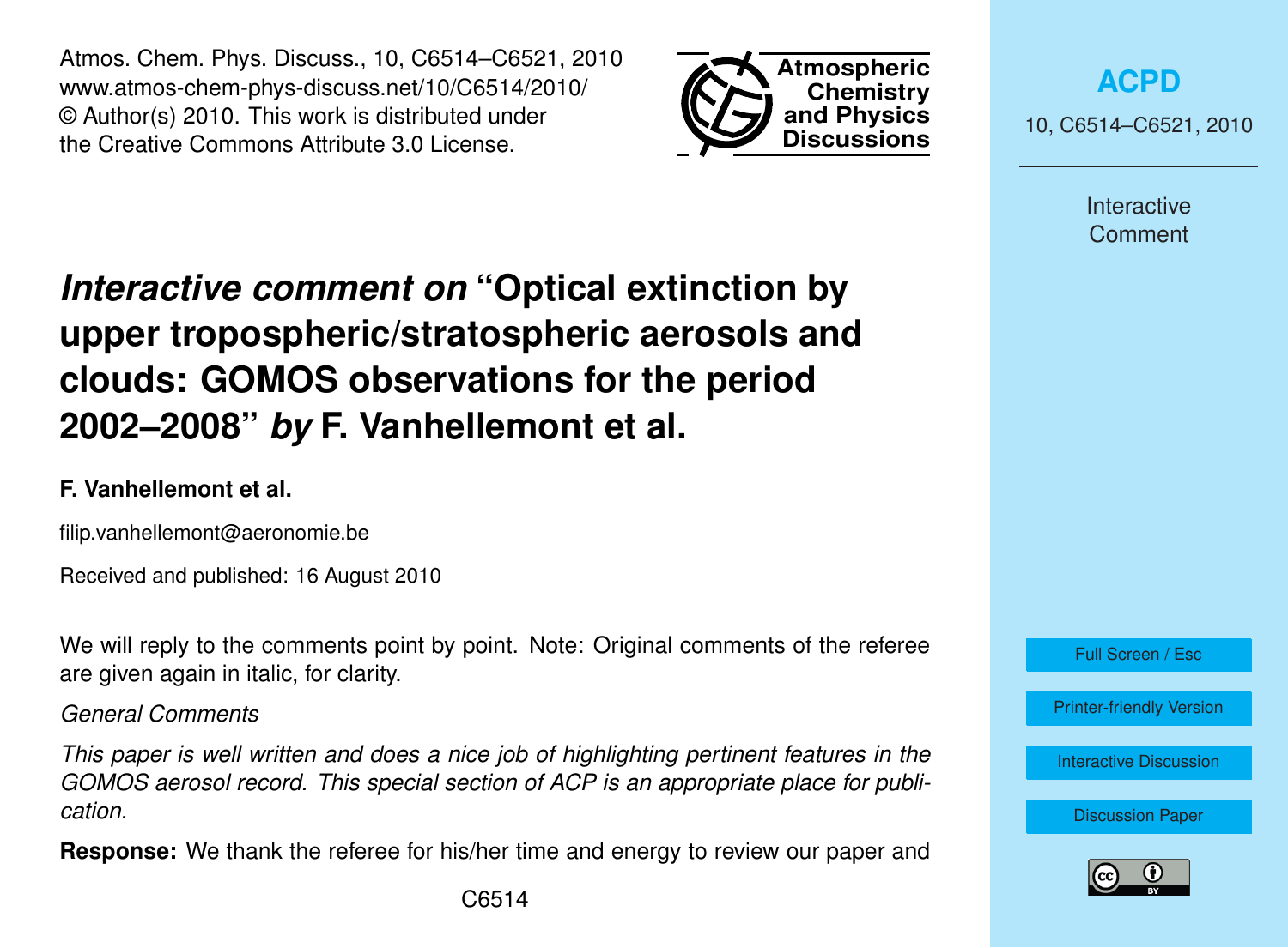# *Interactive comment on* "Optical extinction by upper tropospheric/stratospheric aerosols and clouds: GOMOS observations for the period 2002–2008" *by* F. Vanhellemont et al.

**F. Vanhellemont et al.**

filip.vanhellemont@aeronomie.be

Received and published: 16 August 2010

We will reply to the comments point by point. Note: Original comments of the referee are given again in italic, for clarity.

*General Comments*

*This paper is well written and does a nice job of highlighting pertinent features in the GOMOS aerosol record. This special section of ACP is an appropriate place for publication.*

**Response:** We thank the referee for his/her time and energy to review our paper and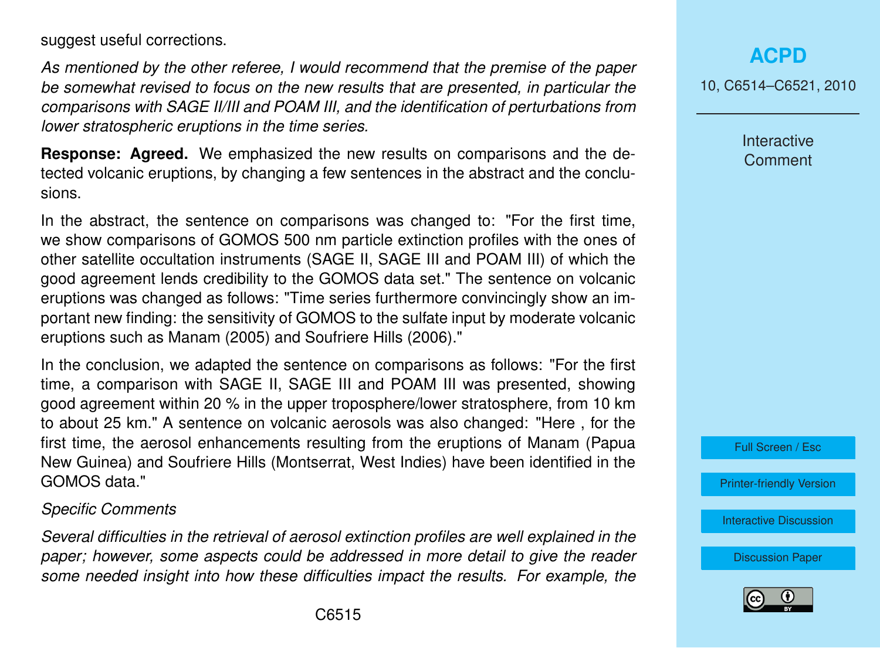suggest useful corrections.

*As mentioned by the other referee, I would recommend that the premise of the paper be somewhat revised to focus on the new results that are presented, in particular the comparisons with SAGE II/III and POAM III, and the identification of perturbations from lower stratospheric eruptions in the time series.*

**Response: Agreed.** We emphasized the new results on comparisons and the detected volcanic eruptions, by changing a few sentences in the abstract and the conclusions.

In the abstract, the sentence on comparisons was changed to: "For the first time, we show comparisons of GOMOS 500 nm particle extinction profiles with the ones of other satellite occultation instruments (SAGE II, SAGE III and POAM III) of which the good agreement lends credibility to the GOMOS data set." The sentence on volcanic eruptions was changed as follows: "Time series furthermore convincingly show an important new finding: the sensitivity of GOMOS to the sulfate input by moderate volcanic eruptions such as Manam (2005) and Soufriere Hills (2006)."

In the conclusion, we adapted the sentence on comparisons as follows: "For the first time, a comparison with SAGE II, SAGE III and POAM III was presented, showing good agreement within 20 % in the upper troposphere/lower stratosphere, from 10 km to about 25 km." A sentence on volcanic aerosols was also changed: "Here , for the first time, the aerosol enhancements resulting from the eruptions of Manam (Papua New Guinea) and Soufriere Hills (Montserrat, West Indies) have been identified in the GOMOS data."

*Specific Comments*

*Several difficulties in the retrieval of aerosol extinction profiles are well explained in the paper; however, some aspects could be addressed in more detail to give the reader some needed insight into how these difficulties impact the results. For example, the*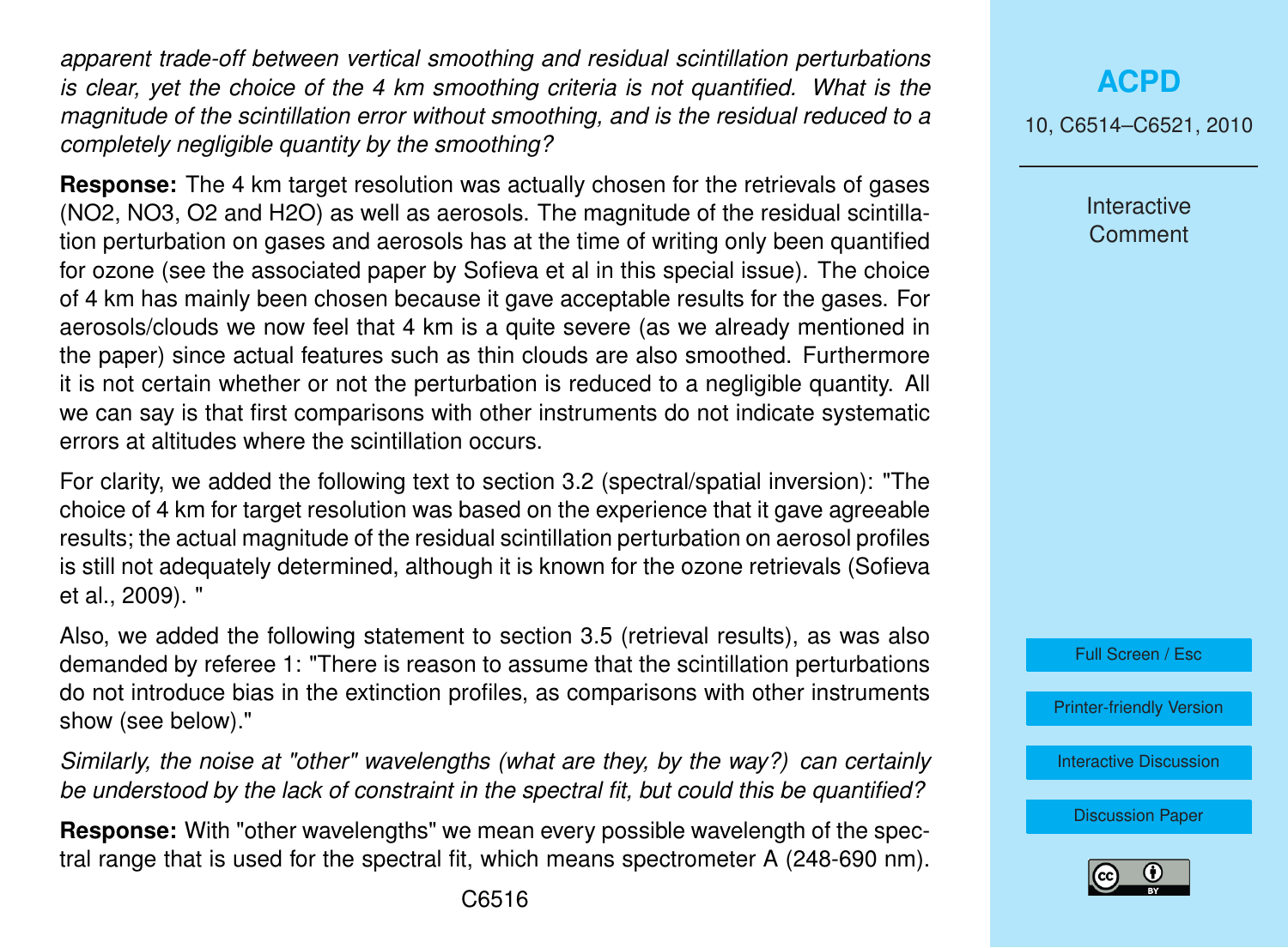*apparent trade-off between vertical smoothing and residual scintillation perturbations is clear, yet the choice of the 4 km smoothing criteria is not quantified. What is the magnitude of the scintillation error without smoothing, and is the residual reduced to a completely negligible quantity by the smoothing?*

**Response:** The 4 km target resolution was actually chosen for the retrievals of gases ($NO_2$, $NO_3$, $O_2$ and $H_2O$) as well as aerosols. The magnitude of the residual scintillation perturbation on gases and aerosols has at the time of writing only been quantified for ozone (see the associated paper by Sofieva et al in this special issue). The choice of 4 km has mainly been chosen because it gave acceptable results for the gases. For aerosols/clouds we now feel that 4 km is a quite severe (as we already mentioned in the paper) since actual features such as thin clouds are also smoothed. Furthermore it is not certain whether or not the perturbation is reduced to a negligible quantity. All we can say is that first comparisons with other instruments do not indicate systematic errors at altitudes where the scintillation occurs.

For clarity, we added the following text to section 3.2 (spectral/spatial inversion): "The choice of 4 km for target resolution was based on the experience that it gave agreeable results; the actual magnitude of the residual scintillation perturbation on aerosol profiles is still not adequately determined, although it is known for the ozone retrievals (Sofieva et al., 2009). "

Also, we added the following statement to section 3.5 (retrieval results), as was also demanded by referee 1: "There is reason to assume that the scintillation perturbations do not introduce bias in the extinction profiles, as comparisons with other instruments show (see below)."

*Similarly, the noise at "other" wavelengths (what are they, by the way?) can certainly be understood by the lack of constraint in the spectral fit, but could this be quantified?*

**Response:** With "other wavelengths" we mean every possible wavelength of the spectral range that is used for the spectral fit, which means spectrometer A (248-690 nm).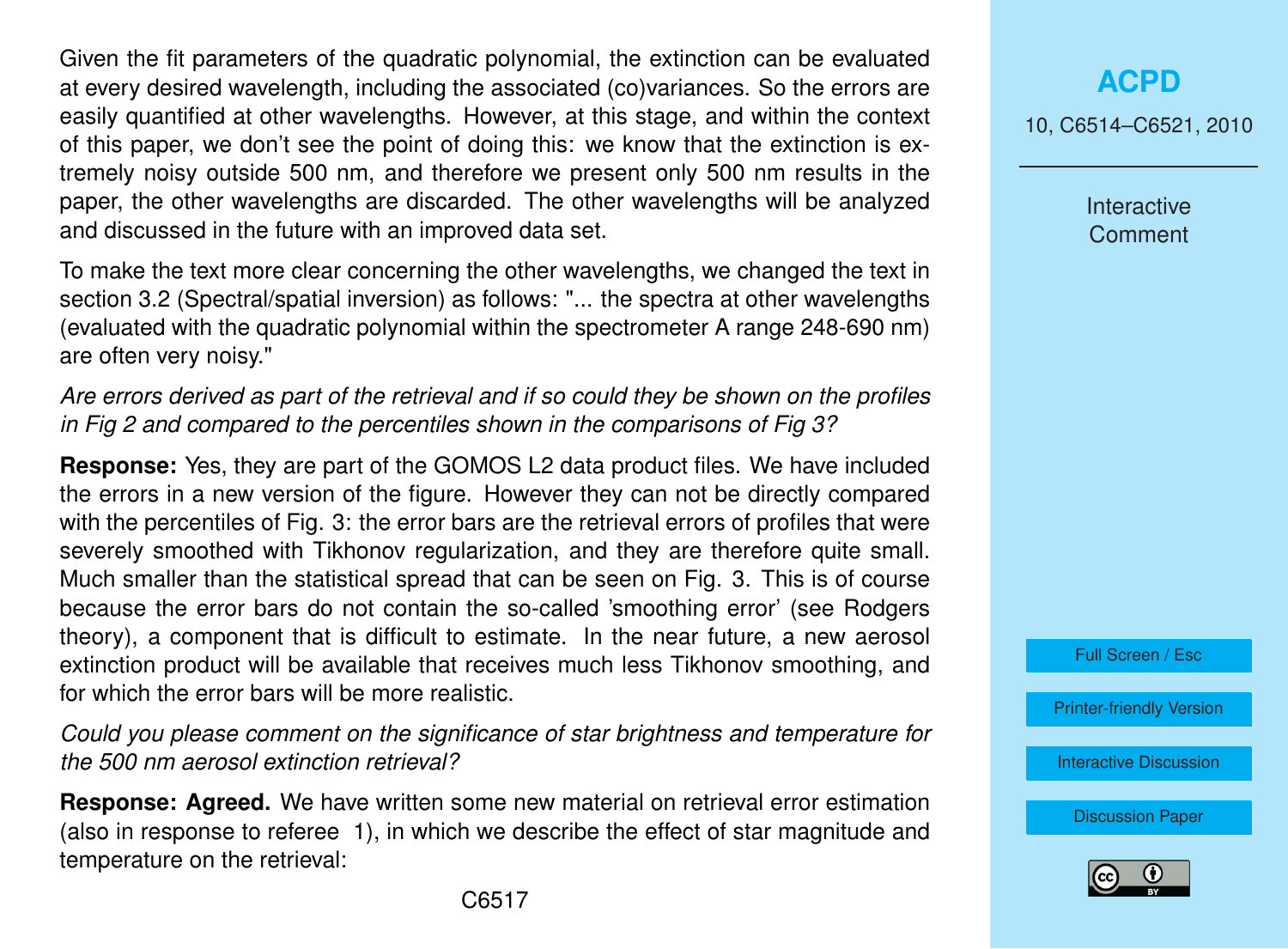Given the fit parameters of the quadratic polynomial, the extinction can be evaluated at every desired wavelength, including the associated (co)variances. So the errors are easily quantified at other wavelengths. However, at this stage, and within the context of this paper, we don't see the point of doing this: we know that the extinction is extremely noisy outside 500 nm, and therefore we present only 500 nm results in the paper, the other wavelengths are discarded. The other wavelengths will be analyzed and discussed in the future with an improved data set.

To make the text more clear concerning the other wavelengths, we changed the text in section 3.2 (Spectral/spatial inversion) as follows: "... the spectra at other wavelengths (evaluated with the quadratic polynomial within the spectrometer A range 248-690 nm) are often very noisy."

*Are errors derived as part of the retrieval and if so could they be shown on the profiles in Fig 2 and compared to the percentiles shown in the comparisons of Fig 3?*

**Response:** Yes, they are part of the GOMOS L2 data product files. We have included the errors in a new version of the figure. However they can not be directly compared with the percentiles of Fig. 3: the error bars are the retrieval errors of profiles that were severely smoothed with Tikhonov regularization, and they are therefore quite small. Much smaller than the statistical spread that can be seen on Fig. 3. This is of course because the error bars do not contain the so-called 'smoothing error' (see Rodgers theory), a component that is difficult to estimate. In the near future, a new aerosol extinction product will be available that receives much less Tikhonov smoothing, and for which the error bars will be more realistic.

*Could you please comment on the significance of star brightness and temperature for the 500 nm aerosol extinction retrieval?*

**Response: Agreed.** We have written some new material on retrieval error estimation (also in response to referee 1), in which we describe the effect of star magnitude and temperature on the retrieval: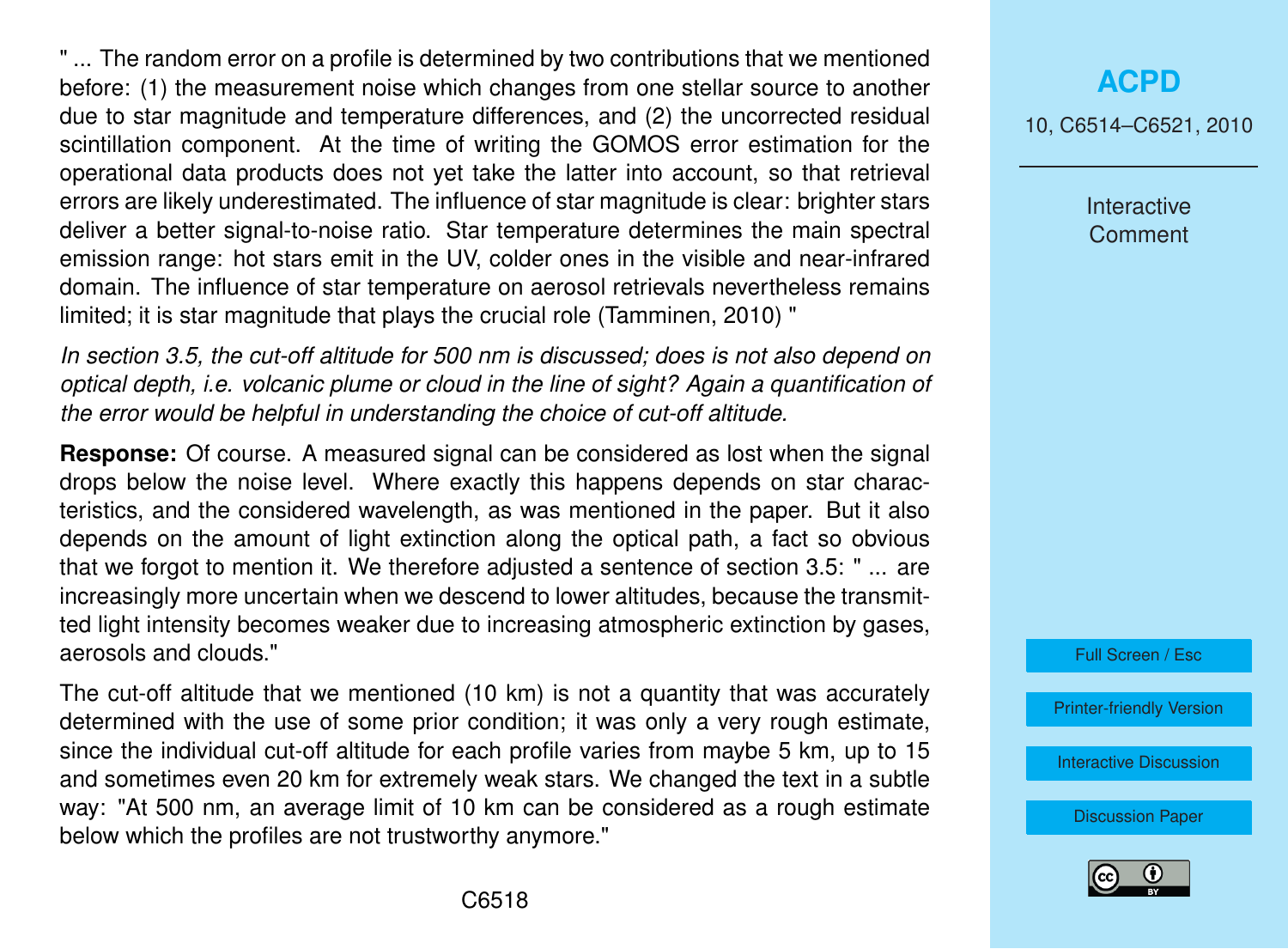" ... The random error on a profile is determined by two contributions that we mentioned before: (1) the measurement noise which changes from one stellar source to another due to star magnitude and temperature differences, and (2) the uncorrected residual scintillation component. At the time of writing the GOMOS error estimation for the operational data products does not yet take the latter into account, so that retrieval errors are likely underestimated. The influence of star magnitude is clear: brighter stars deliver a better signal-to-noise ratio. Star temperature determines the main spectral emission range: hot stars emit in the UV, colder ones in the visible and near-infrared domain. The influence of star temperature on aerosol retrievals nevertheless remains limited; it is star magnitude that plays the crucial role (Tamminen, 2010) "

*In section 3.5, the cut-off altitude for 500 nm is discussed; does is not also depend on optical depth, i.e. volcanic plume or cloud in the line of sight? Again a quantification of the error would be helpful in understanding the choice of cut-off altitude.*

**Response:** Of course. A measured signal can be considered as lost when the signal drops below the noise level. Where exactly this happens depends on star characteristics, and the considered wavelength, as was mentioned in the paper. But it also depends on the amount of light extinction along the optical path, a fact so obvious that we forgot to mention it. We therefore adjusted a sentence of section 3.5: " ... are increasingly more uncertain when we descend to lower altitudes, because the transmitted light intensity becomes weaker due to increasing atmospheric extinction by gases, aerosols and clouds."

The cut-off altitude that we mentioned (10 km) is not a quantity that was accurately determined with the use of some prior condition; it was only a very rough estimate, since the individual cut-off altitude for each profile varies from maybe 5 km, up to 15 and sometimes even 20 km for extremely weak stars. We changed the text in a subtle way: "At 500 nm, an average limit of 10 km can be considered as a rough estimate below which the profiles are not trustworthy anymore."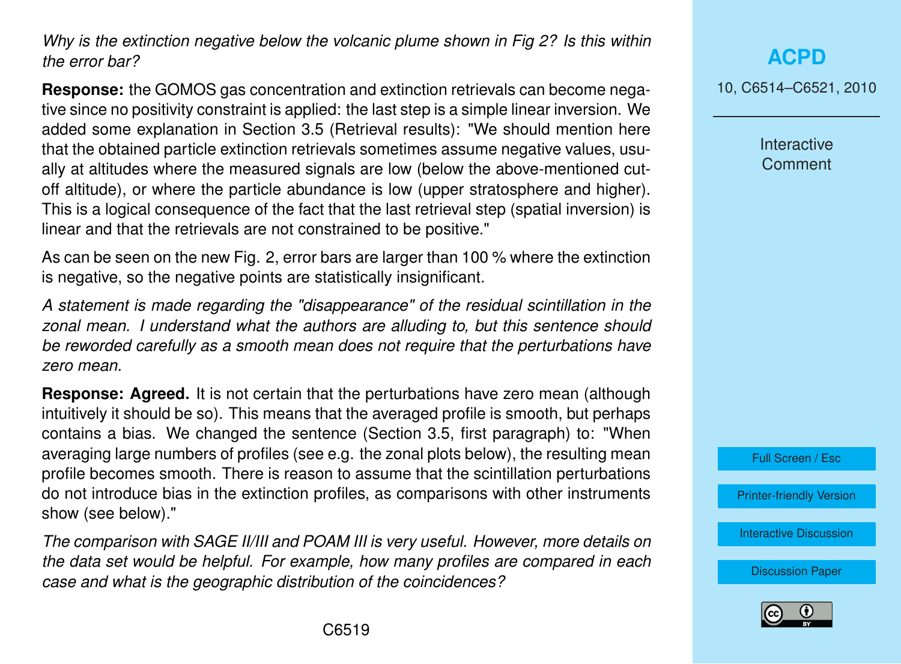*Why is the extinction negative below the volcanic plume shown in Fig 2? Is this within the error bar?*

**Response:** the GOMOS gas concentration and extinction retrievals can become negative since no positivity constraint is applied: the last step is a simple linear inversion. We added some explanation in Section 3.5 (Retrieval results): "We should mention here that the obtained particle extinction retrievals sometimes assume negative values, usually at altitudes where the measured signals are low (below the above-mentioned cut-off altitude), or where the particle abundance is low (upper stratosphere and higher). This is a logical consequence of the fact that the last retrieval step (spatial inversion) is linear and that the retrievals are not constrained to be positive."

As can be seen on the new Fig. 2, error bars are larger than 100 % where the extinction is negative, so the negative points are statistically insignificant.

*A statement is made regarding the "disappearance" of the residual scintillation in the zonal mean. I understand what the authors are alluding to, but this sentence should be reworded carefully as a smooth mean does not require that the perturbations have zero mean.*

**Response: Agreed.** It is not certain that the perturbations have zero mean (although intuitively it should be so). This means that the averaged profile is smooth, but perhaps contains a bias. We changed the sentence (Section 3.5, first paragraph) to: "When averaging large numbers of profiles (see e.g. the zonal plots below), the resulting mean profile becomes smooth. There is reason to assume that the scintillation perturbations do not introduce bias in the extinction profiles, as comparisons with other instruments show (see below)."

*The comparison with SAGE II/III and POAM III is very useful. However, more details on the data set would be helpful. For example, how many profiles are compared in each case and what is the geographic distribution of the coincidences?*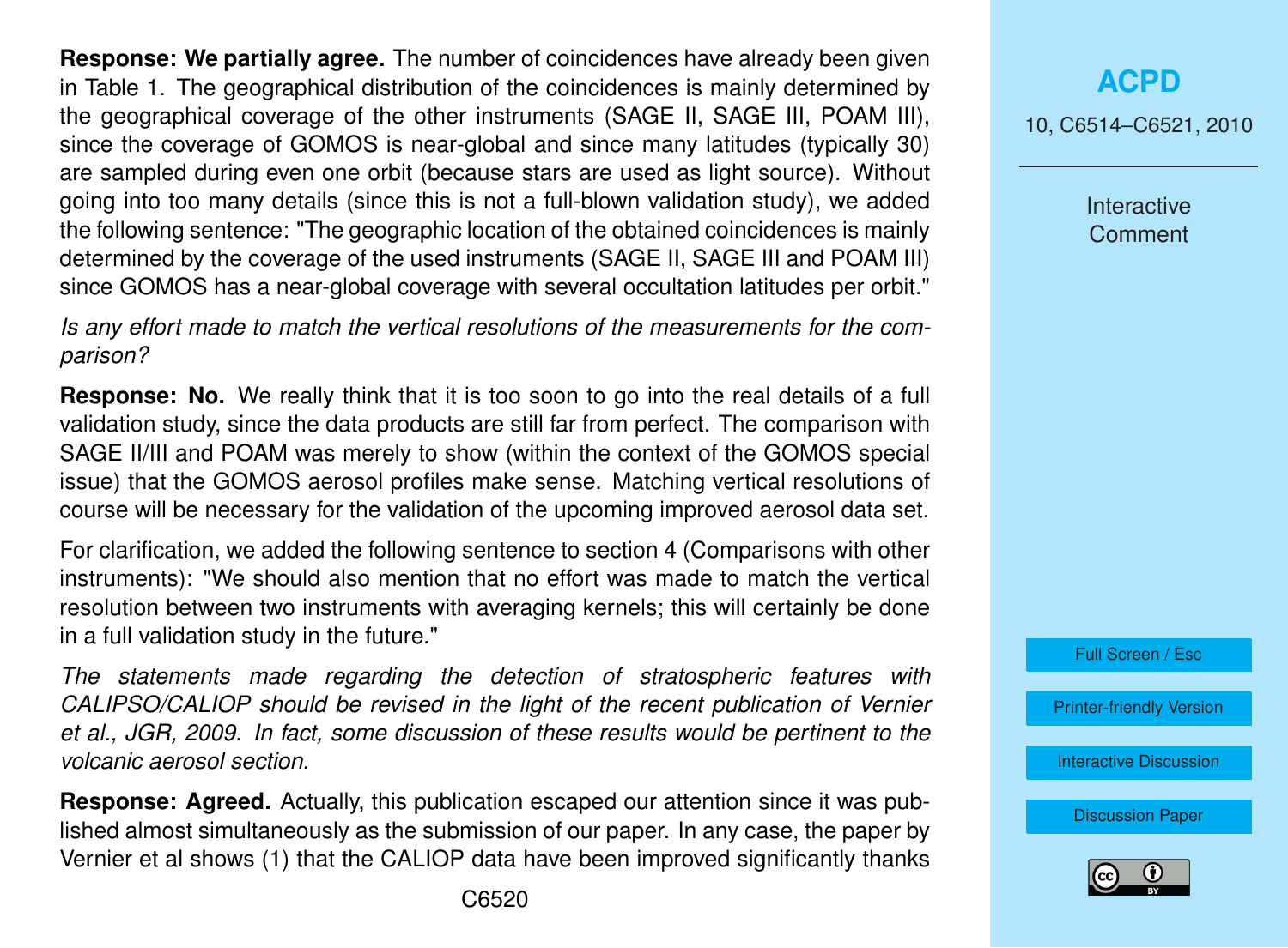**Response: We partially agree.** The number of coincidences have already been given in Table 1. The geographical distribution of the coincidences is mainly determined by the geographical coverage of the other instruments (SAGE II, SAGE III, POAM III), since the coverage of GOMOS is near-global and since many latitudes (typically 30) are sampled during even one orbit (because stars are used as light source). Without going into too many details (since this is not a full-blown validation study), we added the following sentence: "The geographic location of the obtained coincidences is mainly determined by the coverage of the used instruments (SAGE II, SAGE III and POAM III) since GOMOS has a near-global coverage with several occultation latitudes per orbit."

*Is any effort made to match the vertical resolutions of the measurements for the comparison?*

**Response: No.** We really think that it is too soon to go into the real details of a full validation study, since the data products are still far from perfect. The comparison with SAGE II/III and POAM was merely to show (within the context of the GOMOS special issue) that the GOMOS aerosol profiles make sense. Matching vertical resolutions of course will be necessary for the validation of the upcoming improved aerosol data set.

For clarification, we added the following sentence to section 4 (Comparisons with other instruments): "We should also mention that no effort was made to match the vertical resolution between two instruments with averaging kernels; this will certainly be done in a full validation study in the future."

*The statements made regarding the detection of stratospheric features with CALIPSO/CALIOP should be revised in the light of the recent publication of Vernier et al., JGR, 2009. In fact, some discussion of these results would be pertinent to the volcanic aerosol section.*

**Response: Agreed.** Actually, this publication escaped our attention since it was published almost simultaneously as the submission of our paper. In any case, the paper by Vernier et al shows (1) that the CALIOP data have been improved significantly thanks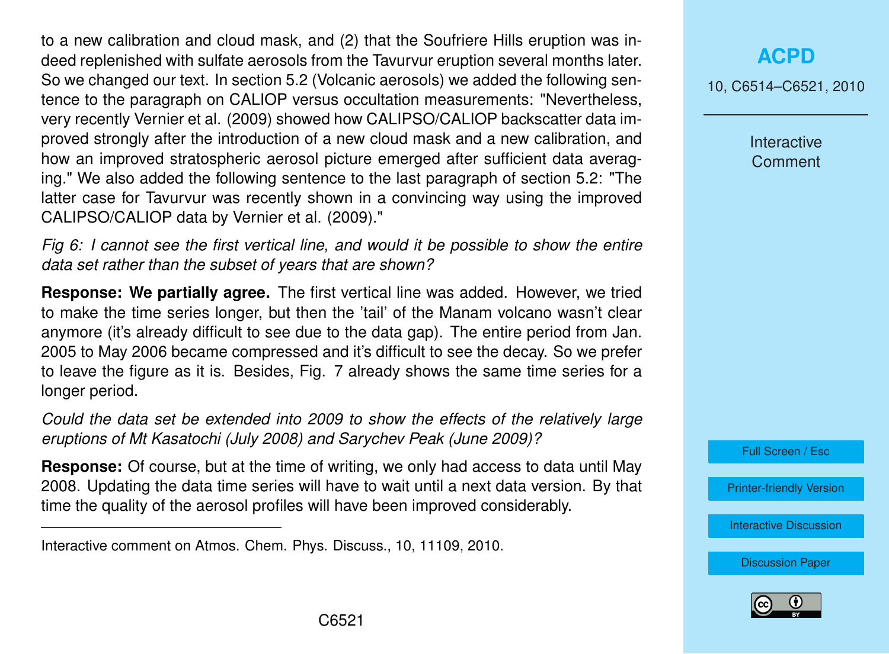to a new calibration and cloud mask, and (2) that the Soufriere Hills eruption was indeed replenished with sulfate aerosols from the Tavurvur eruption several months later. So we changed our text. In section 5.2 (Volcanic aerosols) we added the following sentence to the paragraph on CALIOP versus occultation measurements: "Nevertheless, very recently Vernier et al. (2009) showed how CALIPSO/CALIOP backscatter data improved strongly after the introduction of a new cloud mask and a new calibration, and how an improved stratospheric aerosol picture emerged after sufficient data averaging." We also added the following sentence to the last paragraph of section 5.2: "The latter case for Tavurvur was recently shown in a convincing way using the improved CALIPSO/CALIOP data by Vernier et al. (2009)."

*Fig 6: I cannot see the first vertical line, and would it be possible to show the entire data set rather than the subset of years that are shown?*

**Response: We partially agree.** The first vertical line was added. However, we tried to make the time series longer, but then the 'tail' of the Manam volcano wasn't clear anymore (it's already difficult to see due to the data gap). The entire period from Jan. 2005 to May 2006 became compressed and it's difficult to see the decay. So we prefer to leave the figure as it is. Besides, Fig. 7 already shows the same time series for a longer period.

*Could the data set be extended into 2009 to show the effects of the relatively large eruptions of Mt Kasatochi (July 2008) and Sarychev Peak (June 2009)?*

**Response:** Of course, but at the time of writing, we only had access to data until May 2008. Updating the data time series will have to wait until a next data version. By that time the quality of the aerosol profiles will have been improved considerably.

---

Interactive comment on Atmos. Chem. Phys. Discuss., 10, 11109, 2010.